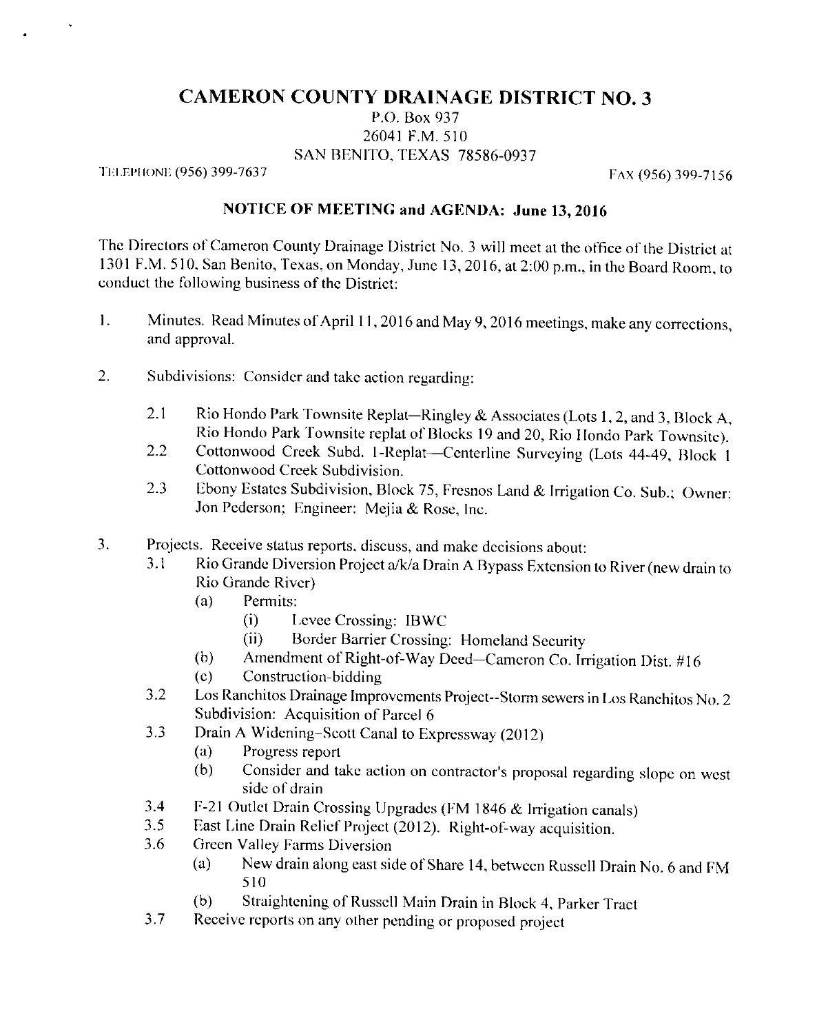# CAMERON COUNTY DRAINAGE DISTRICT NO. 3

P.O. Box 937
26041 F.M. 510
SAN BENITO, TEXAS 78586-0937

TELEPHONE (956) 399-7637 FAX (956) 399-7156

## NOTICE OF MEETING and AGENDA: June 13, 2016

The Directors of Cameron County Drainage District No. 3 will meet at the office of the District at 1301 F.M. 510, San Benito, Texas, on Monday, June 13, 2016, at 2:00 p.m., in the Board Room, to conduct the following business of the District:

1. Minutes. Read Minutes of April 11, 2016 and May 9, 2016 meetings, make any corrections, and approval.

2. Subdivisions: Consider and take action regarding:

   2.1 Rio Hondo Park Townsite Replat—Ringley & Associates (Lots 1, 2, and 3, Block A, Rio Hondo Park Townsite replat of Blocks 19 and 20, Rio Hondo Park Townsite).

   2.2 Cottonwood Creek Subd. 1-Replat—Centerline Surveying (Lots 44-49, Block 1 Cottonwood Creek Subdivision.

   2.3 Ebony Estates Subdivision, Block 75, Fresnos Land & Irrigation Co. Sub.; Owner: Jon Pederson; Engineer: Mejia & Rose, Inc.

3. Projects. Receive status reports, discuss, and make decisions about:

   3.1 Rio Grande Diversion Project a/k/a Drain A Bypass Extension to River (new drain to Rio Grande River)
   - (a) Permits:
     - (i) Levee Crossing: IBWC
     - (ii) Border Barrier Crossing: Homeland Security
   - (b) Amendment of Right-of-Way Deed—Cameron Co. Irrigation Dist. #16
   - (c) Construction-bidding

   3.2 Los Ranchitos Drainage Improvements Project--Storm sewers in Los Ranchitos No. 2 Subdivision: Acquisition of Parcel 6

   3.3 Drain A Widening–Scott Canal to Expressway (2012)
   - (a) Progress report
   - (b) Consider and take action on contractor's proposal regarding slope on west side of drain

   3.4 F-21 Outlet Drain Crossing Upgrades (FM 1846 & Irrigation canals)

   3.5 East Line Drain Relief Project (2012). Right-of-way acquisition.

   3.6 Green Valley Farms Diversion
   - (a) New drain along east side of Share 14, between Russell Drain No. 6 and FM 510
   - (b) Straightening of Russell Main Drain in Block 4, Parker Tract

   3.7 Receive reports on any other pending or proposed project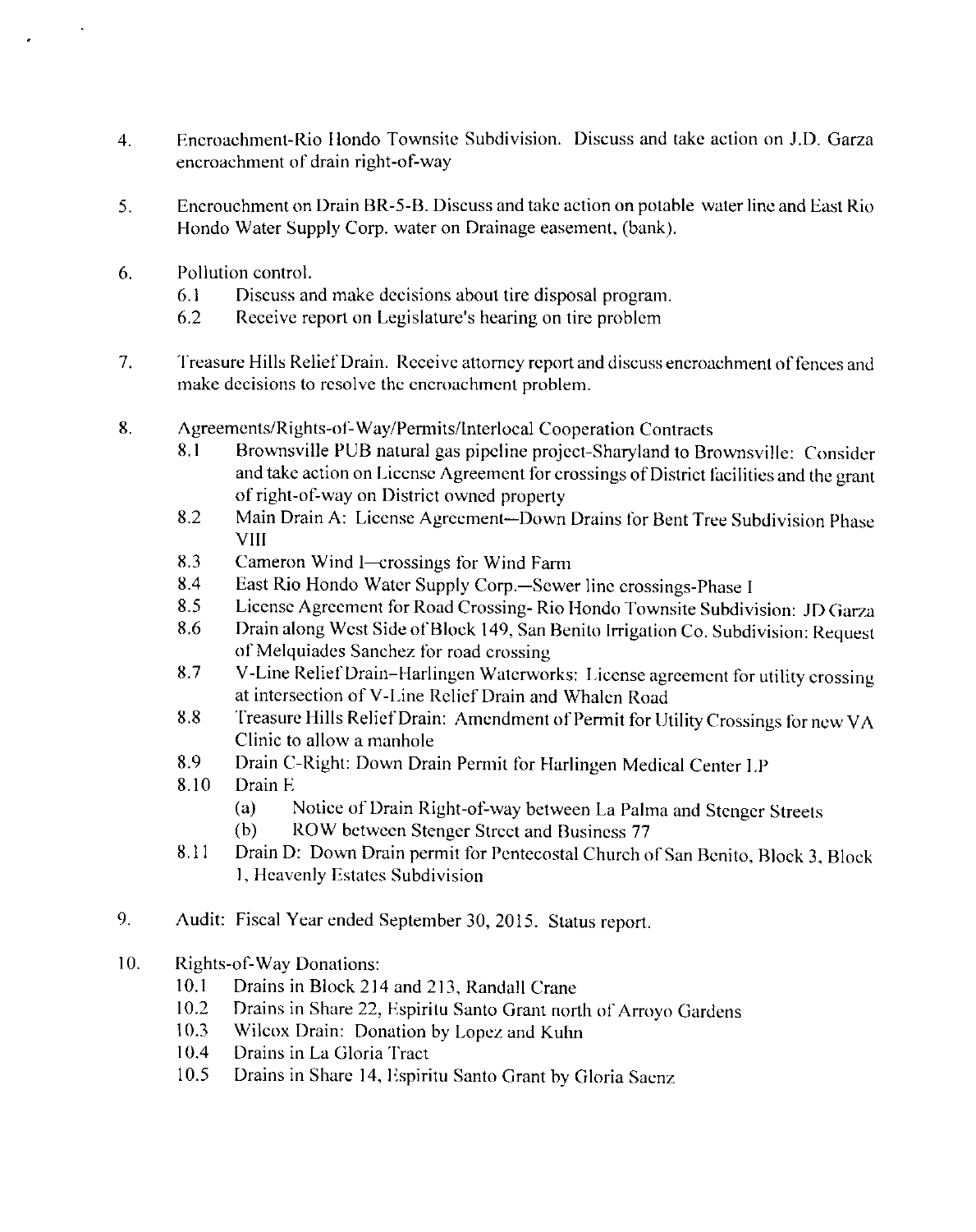4. Encroachment-Rio Hondo Townsite Subdivision. Discuss and take action on J.D. Garza encroachment of drain right-of-way

5. Encrouchment on Drain BR-5-B. Discuss and take action on potable water line and East Rio Hondo Water Supply Corp. water on Drainage easement, (bank).

6. Pollution control.
   - 6.1 Discuss and make decisions about tire disposal program.
   - 6.2 Receive report on Legislature's hearing on tire problem

7. Treasure Hills Relief Drain. Receive attorney report and discuss encroachment of fences and make decisions to resolve the encroachment problem.

8. Agreements/Rights-of-Way/Permits/Interlocal Cooperation Contracts
   - 8.1 Brownsville PUB natural gas pipeline project-Sharyland to Brownsville: Consider and take action on License Agreement for crossings of District facilities and the grant of right-of-way on District owned property
   - 8.2 Main Drain A: License Agreement—Down Drains for Bent Tree Subdivision Phase VIII
   - 8.3 Cameron Wind I—crossings for Wind Farm
   - 8.4 East Rio Hondo Water Supply Corp.—Sewer line crossings-Phase I
   - 8.5 License Agreement for Road Crossing- Rio Hondo Townsite Subdivision: JD Garza
   - 8.6 Drain along West Side of Block 149, San Benito Irrigation Co. Subdivision: Request of Melquiades Sanchez for road crossing
   - 8.7 V-Line Relief Drain–Harlingen Waterworks: License agreement for utility crossing at intersection of V-Line Relief Drain and Whalen Road
   - 8.8 Treasure Hills Relief Drain: Amendment of Permit for Utility Crossings for new VA Clinic to allow a manhole
   - 8.9 Drain C-Right: Down Drain Permit for Harlingen Medical Center LP
   - 8.10 Drain E
     - (a) Notice of Drain Right-of-way between La Palma and Stenger Streets
     - (b) ROW between Stenger Street and Business 77
   - 8.11 Drain D: Down Drain permit for Pentecostal Church of San Benito, Block 3, Block 1, Heavenly Estates Subdivision

9. Audit: Fiscal Year ended September 30, 2015. Status report.

10. Rights-of-Way Donations:
    - 10.1 Drains in Block 214 and 213, Randall Crane
    - 10.2 Drains in Share 22, Espiritu Santo Grant north of Arroyo Gardens
    - 10.3 Wilcox Drain: Donation by Lopez and Kuhn
    - 10.4 Drains in La Gloria Tract
    - 10.5 Drains in Share 14, Espiritu Santo Grant by Gloria Saenz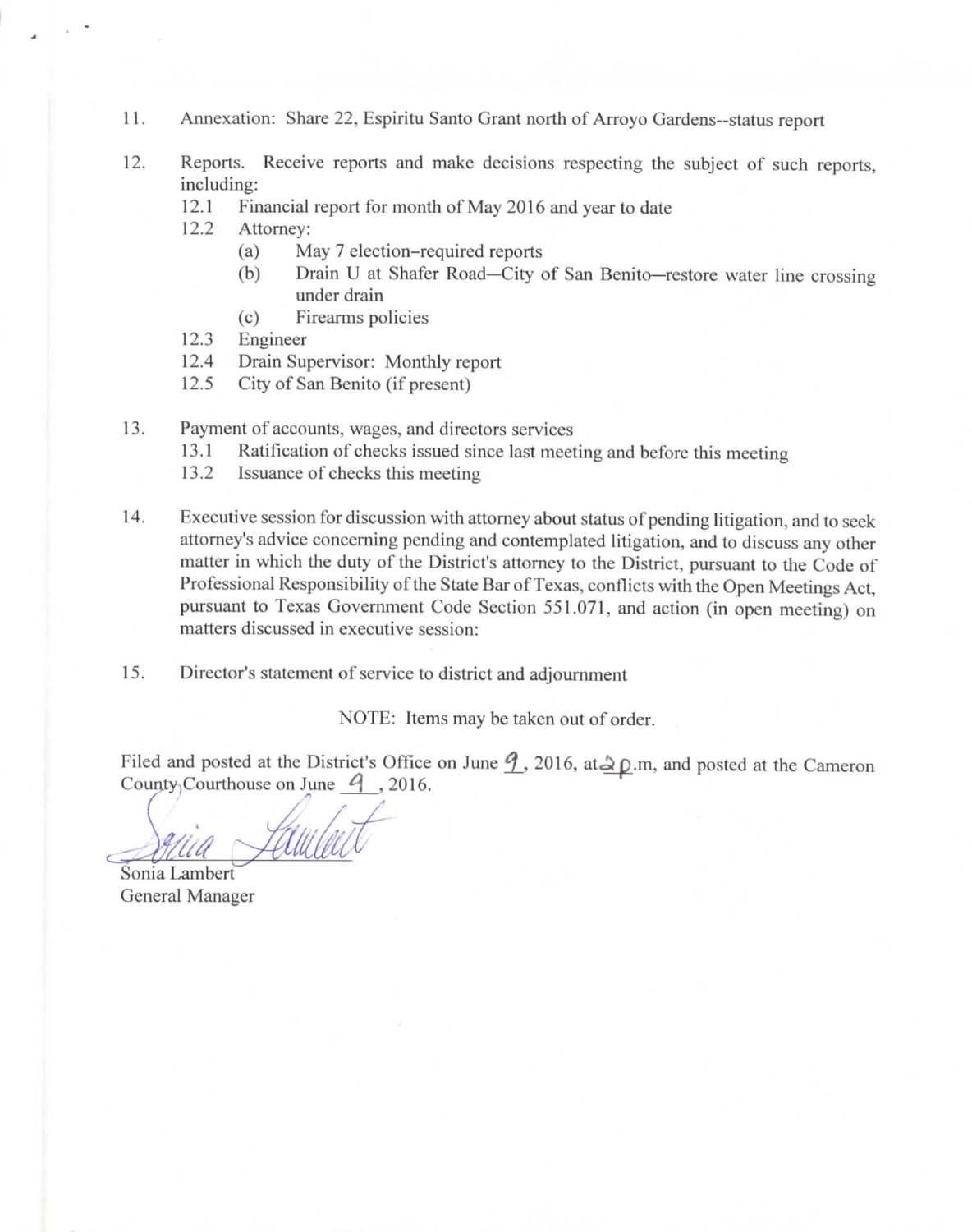11. Annexation: Share 22, Espiritu Santo Grant north of Arroyo Gardens--status report

12. Reports. Receive reports and make decisions respecting the subject of such reports, including:
    - 12.1 Financial report for month of May 2016 and year to date
    - 12.2 Attorney:
      - (a) May 7 election–required reports
      - (b) Drain U at Shafer Road—City of San Benito—restore water line crossing under drain
      - (c) Firearms policies
    - 12.3 Engineer
    - 12.4 Drain Supervisor: Monthly report
    - 12.5 City of San Benito (if present)

13. Payment of accounts, wages, and directors services
    - 13.1 Ratification of checks issued since last meeting and before this meeting
    - 13.2 Issuance of checks this meeting

14. Executive session for discussion with attorney about status of pending litigation, and to seek attorney's advice concerning pending and contemplated litigation, and to discuss any other matter in which the duty of the District's attorney to the District, pursuant to the Code of Professional Responsibility of the State Bar of Texas, conflicts with the Open Meetings Act, pursuant to Texas Government Code Section 551.071, and action (in open meeting) on matters discussed in executive session:

15. Director's statement of service to district and adjournment

NOTE: Items may be taken out of order.

Filed and posted at the District's Office on June 9, 2016, at 2 p.m, and posted at the Cameron County Courthouse on June 9, 2016.

Sonia Lambert

Sonia Lambert
General Manager